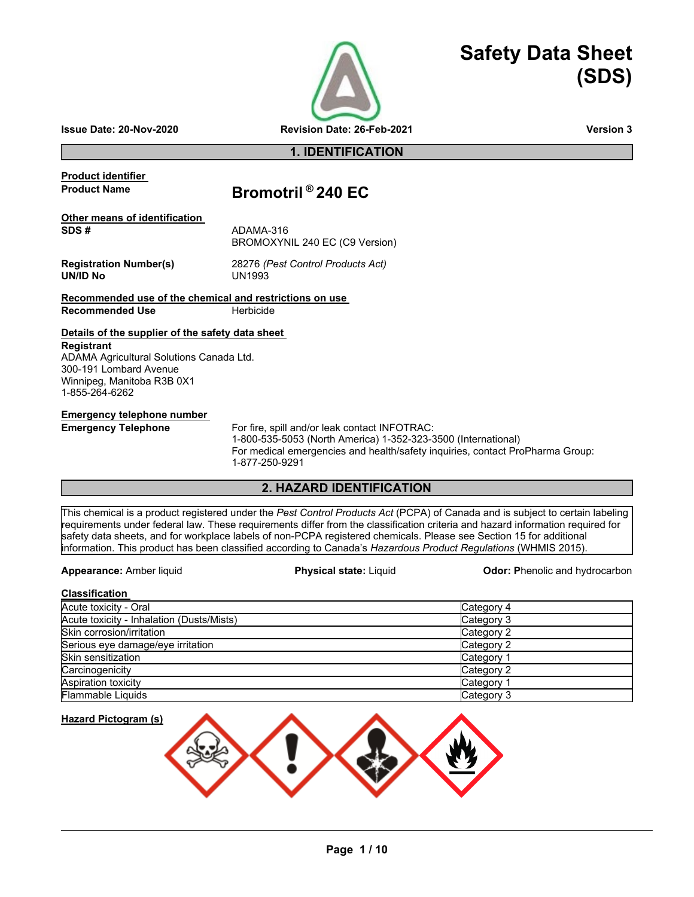# Safety Data Sheet (SDS)

**Issue Date: 20-Nov-2020** **Revision Date: 26-Feb-2021** **Version 3**

## 1. IDENTIFICATION

**Product identifier**

**Product Name** **Bromotril® 240 EC**

**Other means of identification**

**SDS #** ADAMA-316
BROMOXYNIL 240 EC (C9 Version)

**Registration Number(s)** 28276 *(Pest Control Products Act)*
**UN/ID No** UN1993

**Recommended use of the chemical and restrictions on use**
**Recommended Use** Herbicide

**Details of the supplier of the safety data sheet**
**Registrant**
ADAMA Agricultural Solutions Canada Ltd.
300-191 Lombard Avenue
Winnipeg, Manitoba R3B 0X1
1-855-264-6262

**Emergency telephone number**
**Emergency Telephone** For fire, spill and/or leak contact INFOTRAC:
1-800-535-5053 (North America) 1-352-323-3500 (International)
For medical emergencies and health/safety inquiries, contact ProPharma Group:
1-877-250-9291

## 2. HAZARD IDENTIFICATION

This chemical is a product registered under the *Pest Control Products Act* (PCPA) of Canada and is subject to certain labeling requirements under federal law. These requirements differ from the classification criteria and hazard information required for safety data sheets, and for workplace labels of non-PCPA registered chemicals. Please see Section 15 for additional information. This product has been classified according to Canada's *Hazardous Product Regulations* (WHMIS 2015).

**Appearance:** Amber liquid **Physical state:** Liquid **Odor:** Phenolic and hydrocarbon

**Classification**

| | |
|---|---|
| Acute toxicity - Oral | Category 4 |
| Acute toxicity - Inhalation (Dusts/Mists) | Category 3 |
| Skin corrosion/irritation | Category 2 |
| Serious eye damage/eye irritation | Category 2 |
| Skin sensitization | Category 1 |
| Carcinogenicity | Category 2 |
| Aspiration toxicity | Category 1 |
| Flammable Liquids | Category 3 |

**Hazard Pictogram (s)**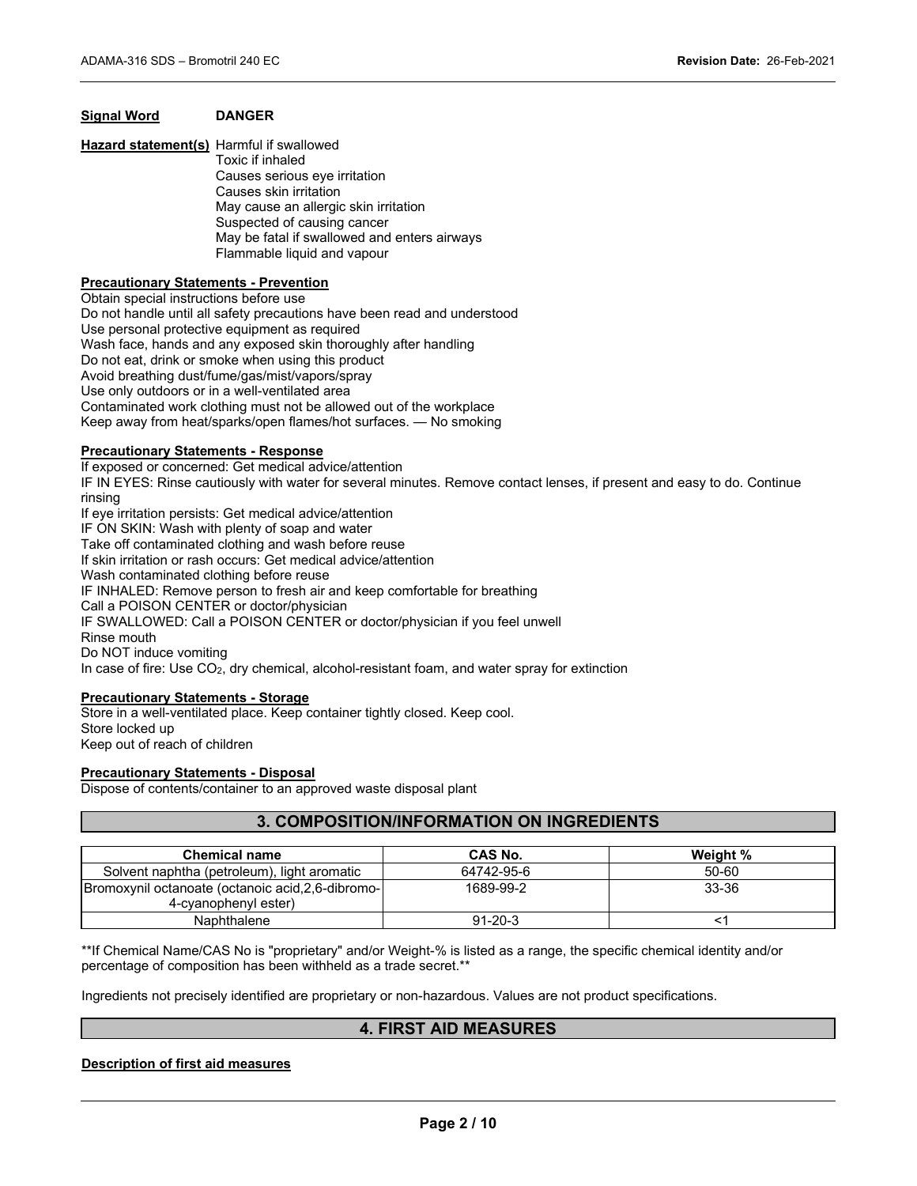**Signal Word** **DANGER**

**Hazard statement(s)** Harmful if swallowed
Toxic if inhaled
Causes serious eye irritation
Causes skin irritation
May cause an allergic skin irritation
Suspected of causing cancer
May be fatal if swallowed and enters airways
Flammable liquid and vapour

**Precautionary Statements - Prevention**

Obtain special instructions before use
Do not handle until all safety precautions have been read and understood
Use personal protective equipment as required
Wash face, hands and any exposed skin thoroughly after handling
Do not eat, drink or smoke when using this product
Avoid breathing dust/fume/gas/mist/vapors/spray
Use only outdoors or in a well-ventilated area
Contaminated work clothing must not be allowed out of the workplace
Keep away from heat/sparks/open flames/hot surfaces. — No smoking

**Precautionary Statements - Response**

If exposed or concerned: Get medical advice/attention
IF IN EYES: Rinse cautiously with water for several minutes. Remove contact lenses, if present and easy to do. Continue rinsing
If eye irritation persists: Get medical advice/attention
IF ON SKIN: Wash with plenty of soap and water
Take off contaminated clothing and wash before reuse
If skin irritation or rash occurs: Get medical advice/attention
Wash contaminated clothing before reuse
IF INHALED: Remove person to fresh air and keep comfortable for breathing
Call a POISON CENTER or doctor/physician
IF SWALLOWED: Call a POISON CENTER or doctor/physician if you feel unwell
Rinse mouth
Do NOT induce vomiting
In case of fire: Use $CO_2$, dry chemical, alcohol-resistant foam, and water spray for extinction

**Precautionary Statements - Storage**

Store in a well-ventilated place. Keep container tightly closed. Keep cool.
Store locked up
Keep out of reach of children

**Precautionary Statements - Disposal**

Dispose of contents/container to an approved waste disposal plant

## 3. COMPOSITION/INFORMATION ON INGREDIENTS

| Chemical name | CAS No. | Weight % |
|---|---|---|
| Solvent naphtha (petroleum), light aromatic | 64742-95-6 | 50-60 |
| Bromoxynil octanoate (octanoic acid,2,6-dibromo-4-cyanophenyl ester) | 1689-99-2 | 33-36 |
| Naphthalene | 91-20-3 | <1 |

**If Chemical Name/CAS No is "proprietary" and/or Weight-% is listed as a range, the specific chemical identity and/or percentage of composition has been withheld as a trade secret.**

Ingredients not precisely identified are proprietary or non-hazardous. Values are not product specifications.

## 4. FIRST AID MEASURES

**Description of first aid measures**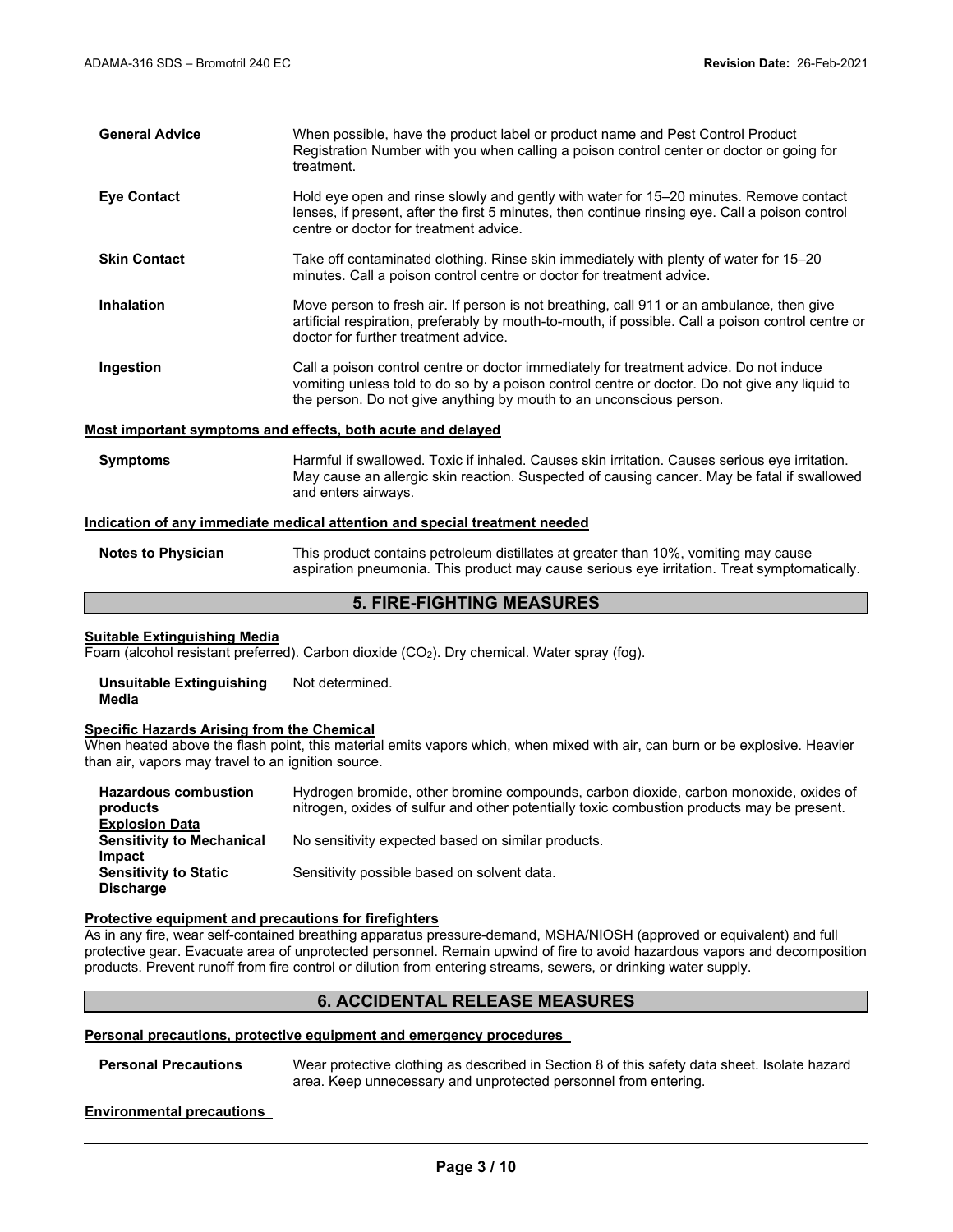**General Advice** When possible, have the product label or product name and Pest Control Product Registration Number with you when calling a poison control center or doctor or going for treatment.

**Eye Contact** Hold eye open and rinse slowly and gently with water for 15–20 minutes. Remove contact lenses, if present, after the first 5 minutes, then continue rinsing eye. Call a poison control centre or doctor for treatment advice.

**Skin Contact** Take off contaminated clothing. Rinse skin immediately with plenty of water for 15–20 minutes. Call a poison control centre or doctor for treatment advice.

**Inhalation** Move person to fresh air. If person is not breathing, call 911 or an ambulance, then give artificial respiration, preferably by mouth-to-mouth, if possible. Call a poison control centre or doctor for further treatment advice.

**Ingestion** Call a poison control centre or doctor immediately for treatment advice. Do not induce vomiting unless told to do so by a poison control centre or doctor. Do not give any liquid to the person. Do not give anything by mouth to an unconscious person.

**Most important symptoms and effects, both acute and delayed**

**Symptoms** Harmful if swallowed. Toxic if inhaled. Causes skin irritation. Causes serious eye irritation. May cause an allergic skin reaction. Suspected of causing cancer. May be fatal if swallowed and enters airways.

**Indication of any immediate medical attention and special treatment needed**

**Notes to Physician** This product contains petroleum distillates at greater than 10%, vomiting may cause aspiration pneumonia. This product may cause serious eye irritation. Treat symptomatically.

## 5. FIRE-FIGHTING MEASURES

**Suitable Extinguishing Media**

Foam (alcohol resistant preferred). Carbon dioxide ($CO_2$). Dry chemical. Water spray (fog).

**Unsuitable Extinguishing Media** Not determined.

**Specific Hazards Arising from the Chemical**

When heated above the flash point, this material emits vapors which, when mixed with air, can burn or be explosive. Heavier than air, vapors may travel to an ignition source.

**Hazardous combustion products** Hydrogen bromide, other bromine compounds, carbon dioxide, carbon monoxide, oxides of nitrogen, oxides of sulfur and other potentially toxic combustion products may be present.

**Explosion Data**

**Sensitivity to Mechanical Impact** No sensitivity expected based on similar products.

**Sensitivity to Static Discharge** Sensitivity possible based on solvent data.

**Protective equipment and precautions for firefighters**

As in any fire, wear self-contained breathing apparatus pressure-demand, MSHA/NIOSH (approved or equivalent) and full protective gear. Evacuate area of unprotected personnel. Remain upwind of fire to avoid hazardous vapors and decomposition products. Prevent runoff from fire control or dilution from entering streams, sewers, or drinking water supply.

## 6. ACCIDENTAL RELEASE MEASURES

**Personal precautions, protective equipment and emergency procedures**

**Personal Precautions** Wear protective clothing as described in Section 8 of this safety data sheet. Isolate hazard area. Keep unnecessary and unprotected personnel from entering.

**Environmental precautions**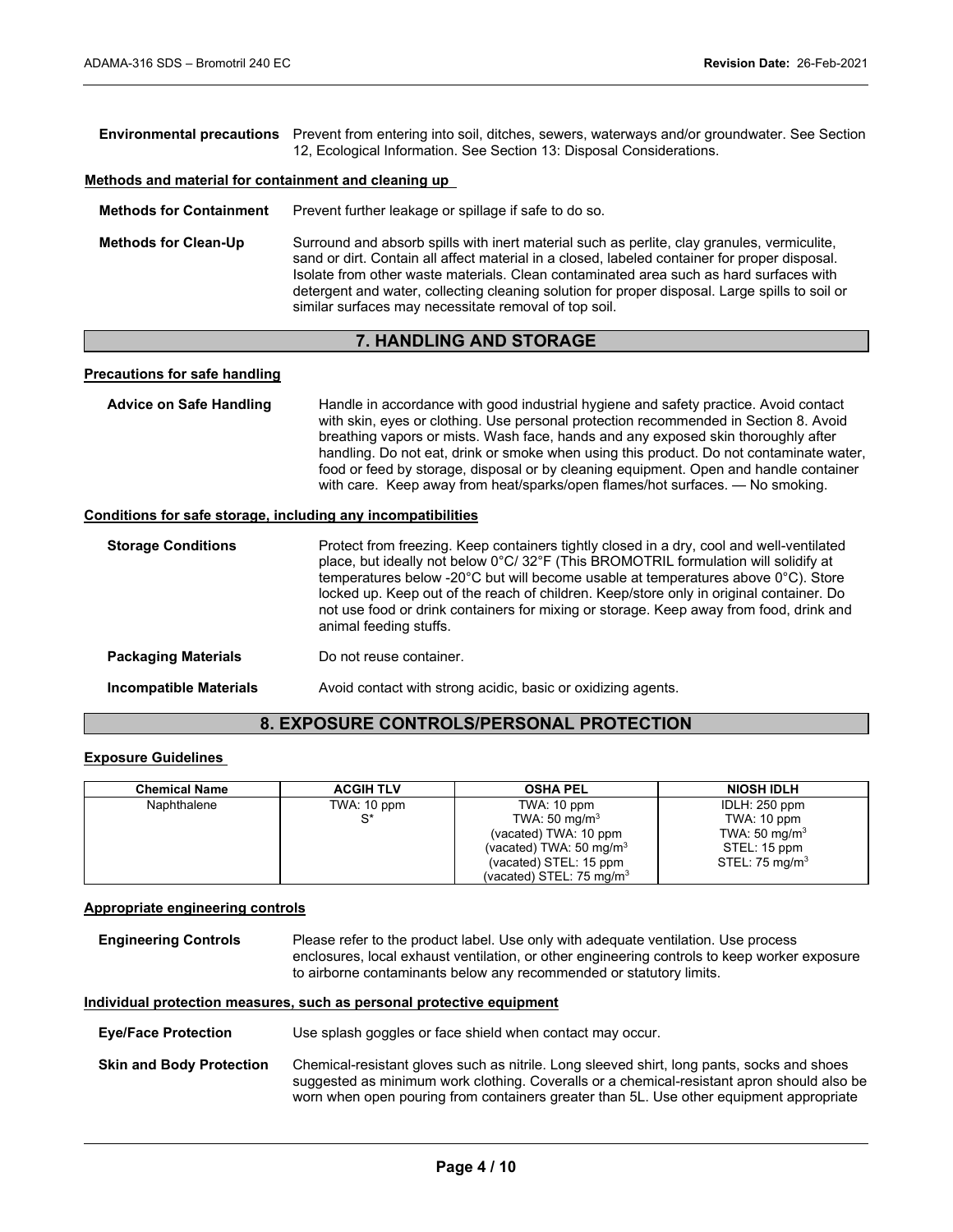**Environmental precautions** Prevent from entering into soil, ditches, sewers, waterways and/or groundwater. See Section 12, Ecological Information. See Section 13: Disposal Considerations.

**Methods and material for containment and cleaning up**

**Methods for Containment** Prevent further leakage or spillage if safe to do so.

**Methods for Clean-Up** Surround and absorb spills with inert material such as perlite, clay granules, vermiculite, sand or dirt. Contain all affect material in a closed, labeled container for proper disposal. Isolate from other waste materials. Clean contaminated area such as hard surfaces with detergent and water, collecting cleaning solution for proper disposal. Large spills to soil or similar surfaces may necessitate removal of top soil.

## 7. HANDLING AND STORAGE

**Precautions for safe handling**

**Advice on Safe Handling** Handle in accordance with good industrial hygiene and safety practice. Avoid contact with skin, eyes or clothing. Use personal protection recommended in Section 8. Avoid breathing vapors or mists. Wash face, hands and any exposed skin thoroughly after handling. Do not eat, drink or smoke when using this product. Do not contaminate water, food or feed by storage, disposal or by cleaning equipment. Open and handle container with care. Keep away from heat/sparks/open flames/hot surfaces. — No smoking.

**Conditions for safe storage, including any incompatibilities**

**Storage Conditions** Protect from freezing. Keep containers tightly closed in a dry, cool and well-ventilated place, but ideally not below 0°C/ 32°F (This BROMOTRIL formulation will solidify at temperatures below -20°C but will become usable at temperatures above 0°C). Store locked up. Keep out of the reach of children. Keep/store only in original container. Do not use food or drink containers for mixing or storage. Keep away from food, drink and animal feeding stuffs.

**Packaging Materials** Do not reuse container.

**Incompatible Materials** Avoid contact with strong acidic, basic or oxidizing agents.

## 8. EXPOSURE CONTROLS/PERSONAL PROTECTION

**Exposure Guidelines**

| Chemical Name | ACGIH TLV | OSHA PEL | NIOSH IDLH |
|---|---|---|---|
| Naphthalene | TWA: 10 ppm<br>S* | TWA: 10 ppm<br>TWA: 50 mg/m$^3$<br>(vacated) TWA: 10 ppm<br>(vacated) TWA: 50 mg/m$^3$<br>(vacated) STEL: 15 ppm<br>(vacated) STEL: 75 mg/m$^3$ | IDLH: 250 ppm<br>TWA: 10 ppm<br>TWA: 50 mg/m$^3$<br>STEL: 15 ppm<br>STEL: 75 mg/m$^3$ |

**Appropriate engineering controls**

**Engineering Controls** Please refer to the product label. Use only with adequate ventilation. Use process enclosures, local exhaust ventilation, or other engineering controls to keep worker exposure to airborne contaminants below any recommended or statutory limits.

**Individual protection measures, such as personal protective equipment**

**Eye/Face Protection** Use splash goggles or face shield when contact may occur.

**Skin and Body Protection** Chemical-resistant gloves such as nitrile. Long sleeved shirt, long pants, socks and shoes suggested as minimum work clothing. Coveralls or a chemical-resistant apron should also be worn when open pouring from containers greater than 5L. Use other equipment appropriate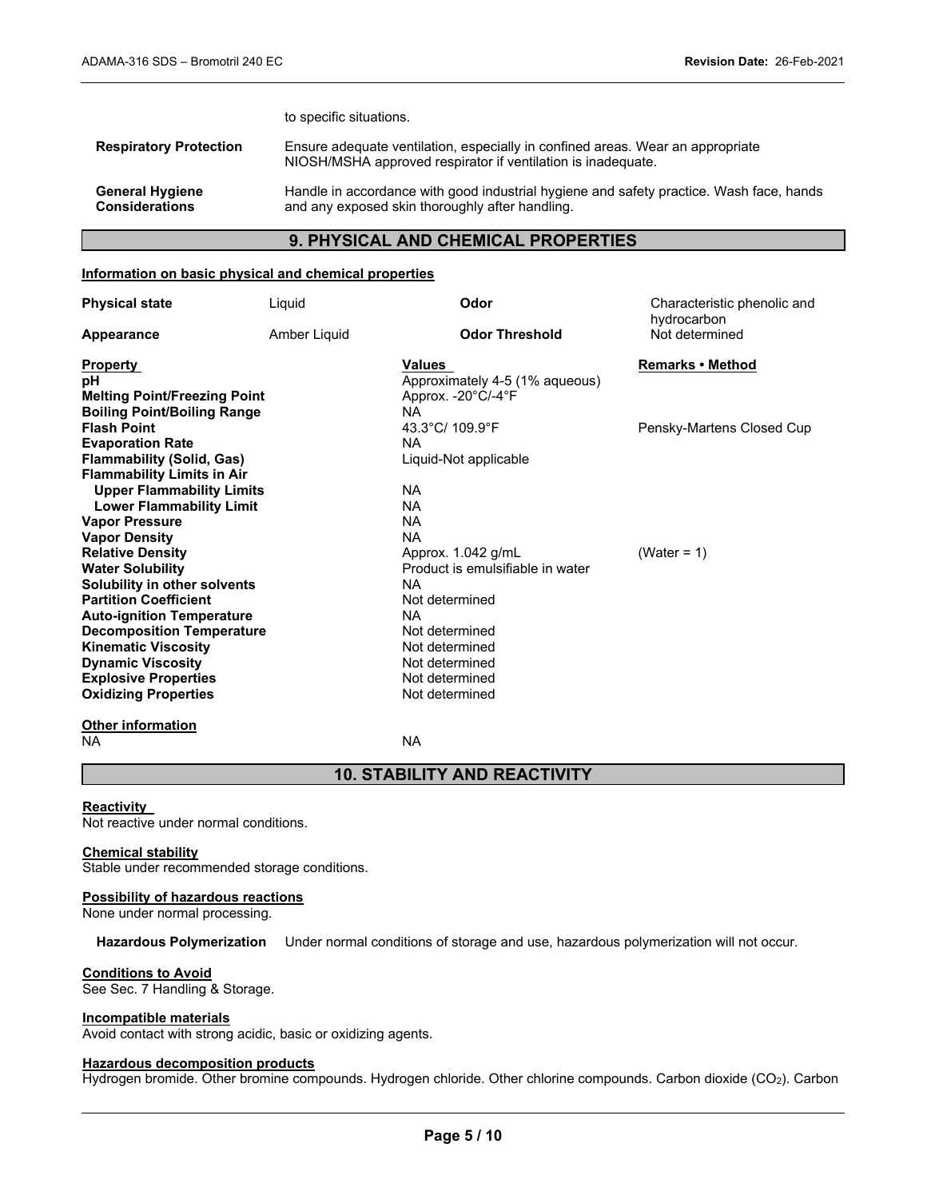to specific situations.

| | |
|---|---|
| **Respiratory Protection** | Ensure adequate ventilation, especially in confined areas. Wear an appropriate NIOSH/MSHA approved respirator if ventilation is inadequate. |
| **General Hygiene Considerations** | Handle in accordance with good industrial hygiene and safety practice. Wash face, hands and any exposed skin thoroughly after handling. |

## 9. PHYSICAL AND CHEMICAL PROPERTIES

**Information on basic physical and chemical properties**

| | | | |
|---|---|---|---|
| **Physical state** | Liquid | **Odor** | Characteristic phenolic and hydrocarbon |
| **Appearance** | Amber Liquid | **Odor Threshold** | Not determined |

| Property | Values | Remarks • Method |
|---|---|---|
| **pH** | Approximately 4-5 (1% aqueous) | |
| **Melting Point/Freezing Point** | Approx. -20°C/-4°F | |
| **Boiling Point/Boiling Range** | NA | |
| **Flash Point** | 43.3°C/ 109.9°F | Pensky-Martens Closed Cup |
| **Evaporation Rate** | NA | |
| **Flammability (Solid, Gas)** | Liquid-Not applicable | |
| **Flammability Limits in Air** | | |
| **Upper Flammability Limits** | NA | |
| **Lower Flammability Limit** | NA | |
| **Vapor Pressure** | NA | |
| **Vapor Density** | NA | |
| **Relative Density** | Approx. 1.042 g/mL | (Water = 1) |
| **Water Solubility** | Product is emulsifiable in water | |
| **Solubility in other solvents** | NA | |
| **Partition Coefficient** | Not determined | |
| **Auto-ignition Temperature** | NA | |
| **Decomposition Temperature** | Not determined | |
| **Kinematic Viscosity** | Not determined | |
| **Dynamic Viscosity** | Not determined | |
| **Explosive Properties** | Not determined | |
| **Oxidizing Properties** | Not determined | |

**Other information**

NA NA

## 10. STABILITY AND REACTIVITY

**Reactivity**

Not reactive under normal conditions.

**Chemical stability**

Stable under recommended storage conditions.

**Possibility of hazardous reactions**

None under normal processing.

**Hazardous Polymerization** Under normal conditions of storage and use, hazardous polymerization will not occur.

**Conditions to Avoid**

See Sec. 7 Handling & Storage.

**Incompatible materials**

Avoid contact with strong acidic, basic or oxidizing agents.

**Hazardous decomposition products**

Hydrogen bromide. Other bromine compounds. Hydrogen chloride. Other chlorine compounds. Carbon dioxide ($CO_2$). Carbon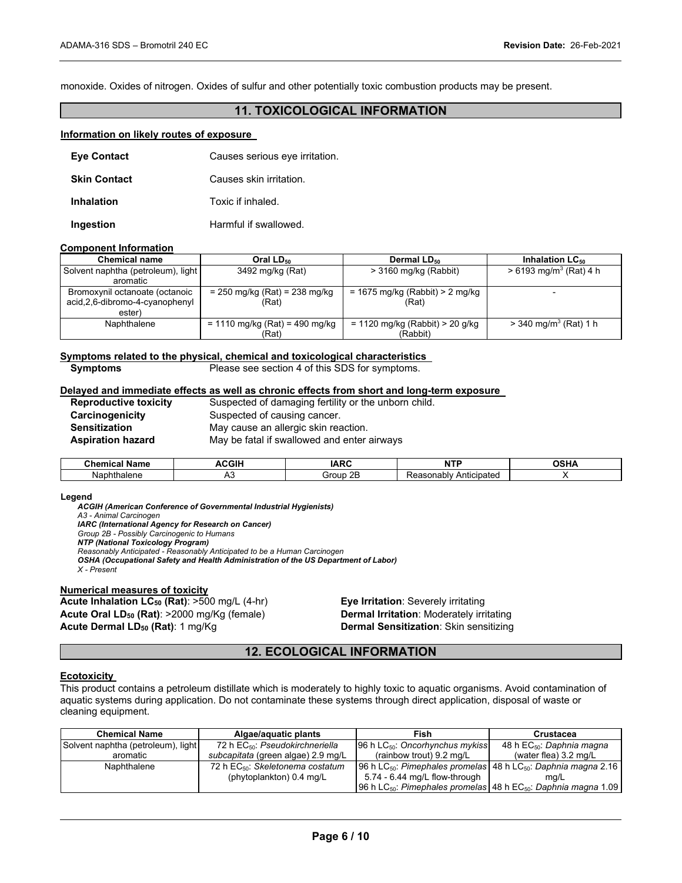monoxide. Oxides of nitrogen. Oxides of sulfur and other potentially toxic combustion products may be present.

## 11. TOXICOLOGICAL INFORMATION

**Information on likely routes of exposure**

**Eye Contact** Causes serious eye irritation.

**Skin Contact** Causes skin irritation.

**Inhalation** Toxic if inhaled.

**Ingestion** Harmful if swallowed.

**Component Information**

| Chemical name | Oral $LD_{50}$ | Dermal $LD_{50}$ | Inhalation $LC_{50}$ |
|---|---|---|---|
| Solvent naphtha (petroleum), light aromatic | 3492 mg/kg (Rat) | > 3160 mg/kg (Rabbit) | > 6193 mg/m$^3$ (Rat) 4 h |
| Bromoxynil octanoate (octanoic acid,2,6-dibromo-4-cyanophenyl ester) | = 250 mg/kg (Rat) = 238 mg/kg (Rat) | = 1675 mg/kg (Rabbit) > 2 mg/kg (Rat) | - |
| Naphthalene | = 1110 mg/kg (Rat) = 490 mg/kg (Rat) | = 1120 mg/kg (Rabbit) > 20 g/kg (Rabbit) | > 340 mg/m$^3$ (Rat) 1 h |

**Symptoms related to the physical, chemical and toxicological characteristics**

**Symptoms** Please see section 4 of this SDS for symptoms.

**Delayed and immediate effects as well as chronic effects from short and long-term exposure**

**Reproductive toxicity** Suspected of damaging fertility or the unborn child.
**Carcinogenicity** Suspected of causing cancer.
**Sensitization** May cause an allergic skin reaction.
**Aspiration hazard** May be fatal if swallowed and enter airways

| Chemical Name | ACGIH | IARC | NTP | OSHA |
|---|---|---|---|---|
| Naphthalene | A3 | Group 2B | Reasonably Anticipated | X |

**Legend**

***ACGIH (American Conference of Governmental Industrial Hygienists)***
*A3 - Animal Carcinogen*
***IARC (International Agency for Research on Cancer)***
*Group 2B - Possibly Carcinogenic to Humans*
***NTP (National Toxicology Program)***
*Reasonably Anticipated - Reasonably Anticipated to be a Human Carcinogen*
***OSHA (Occupational Safety and Health Administration of the US Department of Labor)***
*X - Present*

**Numerical measures of toxicity**

**Acute Inhalation $LC_{50}$ (Rat)**: >500 mg/L (4-hr)
**Acute Oral $LD_{50}$ (Rat)**: >2000 mg/Kg (female)
**Acute Dermal $LD_{50}$ (Rat)**: 1 mg/Kg
**Eye Irritation**: Severely irritating
**Dermal Irritation**: Moderately irritating
**Dermal Sensitization**: Skin sensitizing

## 12. ECOLOGICAL INFORMATION

**Ecotoxicity**

This product contains a petroleum distillate which is moderately to highly toxic to aquatic organisms. Avoid contamination of aquatic systems during application. Do not contaminate these systems through direct application, disposal of waste or cleaning equipment.

| Chemical Name | Algae/aquatic plants | Fish | Crustacea |
|---|---|---|---|
| Solvent naphtha (petroleum), light aromatic | 72 h $EC_{50}$: *Pseudokirchneriella subcapitata* (green algae) 2.9 mg/L | 96 h $LC_{50}$: *Oncorhynchus mykiss* (rainbow trout) 9.2 mg/L | 48 h $EC_{50}$: *Daphnia magna* (water flea) 3.2 mg/L |
| Naphthalene | 72 h $EC_{50}$: *Skeletonema costatum* (phytoplankton) 0.4 mg/L | 96 h $LC_{50}$: *Pimephales promelas* 5.74 - 6.44 mg/L flow-through 96 h $LC_{50}$: *Pimephales promelas* | 48 h $LC_{50}$: *Daphnia magna* 2.16 mg/L 48 h $EC_{50}$: *Daphnia magna* 1.09 |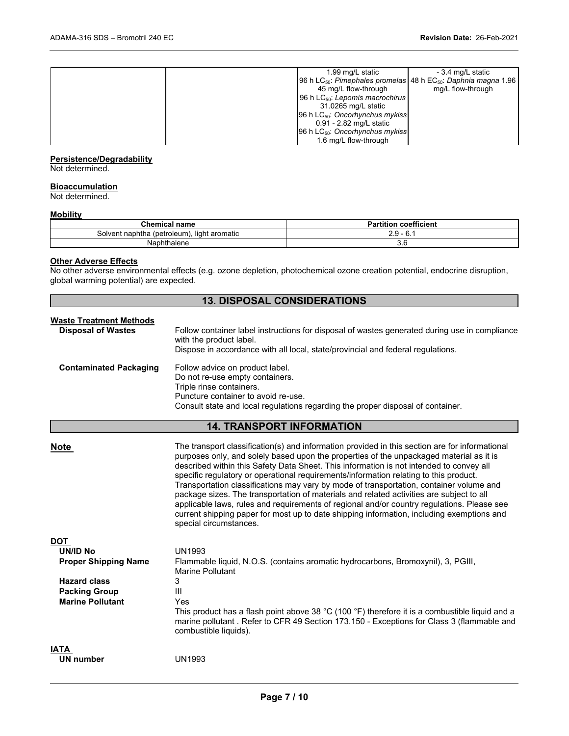| | | 1.99 mg/L static<br>96 h $LC_{50}$: *Pimephales promelas* 45 mg/L flow-through<br>96 h $LC_{50}$: *Lepomis macrochirus* 31.0265 mg/L static<br>96 h $LC_{50}$: *Oncorhynchus mykiss* 0.91 - 2.82 mg/L static<br>96 h $LC_{50}$: *Oncorhynchus mykiss* 1.6 mg/L flow-through | - 3.4 mg/L static<br>48 h $EC_{50}$: *Daphnia magna* 1.96 mg/L flow-through |
|---|---|---|---|

**Persistence/Degradability**

Not determined.

**Bioaccumulation**

Not determined.

**Mobility**

| Chemical name | Partition coefficient |
|---|---|
| Solvent naphtha (petroleum), light aromatic | 2.9 - 6.1 |
| Naphthalene | 3.6 |

**Other Adverse Effects**

No other adverse environmental effects (e.g. ozone depletion, photochemical ozone creation potential, endocrine disruption, global warming potential) are expected.

## 13. DISPOSAL CONSIDERATIONS

**Waste Treatment Methods**

**Disposal of Wastes**
Follow container label instructions for disposal of wastes generated during use in compliance with the product label.
Dispose in accordance with all local, state/provincial and federal regulations.

**Contaminated Packaging**
Follow advice on product label.
Do not re-use empty containers.
Triple rinse containers.
Puncture container to avoid re-use.
Consult state and local regulations regarding the proper disposal of container.

## 14. TRANSPORT INFORMATION

**Note**
The transport classification(s) and information provided in this section are for informational purposes only, and solely based upon the properties of the unpackaged material as it is described within this Safety Data Sheet. This information is not intended to convey all specific regulatory or operational requirements/information relating to this product. Transportation classifications may vary by mode of transportation, container volume and package sizes. The transportation of materials and related activities are subject to all applicable laws, rules and requirements of regional and/or country regulations. Please see current shipping paper for most up to date shipping information, including exemptions and special circumstances.

**DOT**

**UN/ID No** UN1993

**Proper Shipping Name** Flammable liquid, N.O.S. (contains aromatic hydrocarbons, Bromoxynil), 3, PGIII, Marine Pollutant

**Hazard class** 3

**Packing Group** III

**Marine Pollutant** Yes

This product has a flash point above 38 °C (100 °F) therefore it is a combustible liquid and a marine pollutant . Refer to CFR 49 Section 173.150 - Exceptions for Class 3 (flammable and combustible liquids).

**IATA**

**UN number** UN1993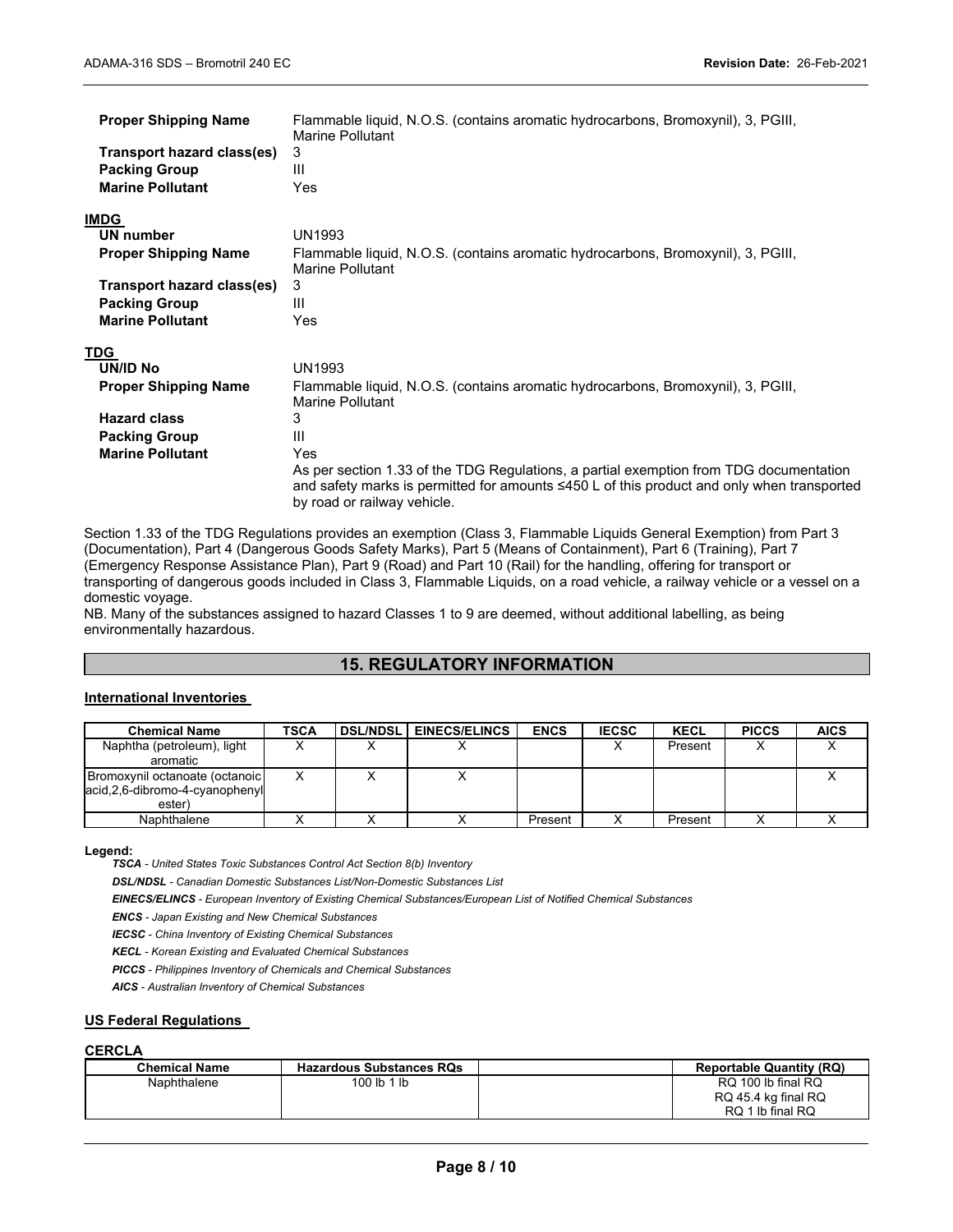| | |
|---|---|
| **Proper Shipping Name** | Flammable liquid, N.O.S. (contains aromatic hydrocarbons, Bromoxynil), 3, PGIII, Marine Pollutant |
| **Transport hazard class(es)** | 3 |
| **Packing Group** | III |
| **Marine Pollutant** | Yes |

**IMDG**

| | |
|---|---|
| **UN number** | UN1993 |
| **Proper Shipping Name** | Flammable liquid, N.O.S. (contains aromatic hydrocarbons, Bromoxynil), 3, PGIII, Marine Pollutant |
| **Transport hazard class(es)** | 3 |
| **Packing Group** | III |
| **Marine Pollutant** | Yes |

**TDG**

| | |
|---|---|
| **UN/ID No** | UN1993 |
| **Proper Shipping Name** | Flammable liquid, N.O.S. (contains aromatic hydrocarbons, Bromoxynil), 3, PGIII, Marine Pollutant |
| **Hazard class** | 3 |
| **Packing Group** | III |
| **Marine Pollutant** | Yes<br>As per section 1.33 of the TDG Regulations, a partial exemption from TDG documentation and safety marks is permitted for amounts ≤450 L of this product and only when transported by road or railway vehicle. |

Section 1.33 of the TDG Regulations provides an exemption (Class 3, Flammable Liquids General Exemption) from Part 3 (Documentation), Part 4 (Dangerous Goods Safety Marks), Part 5 (Means of Containment), Part 6 (Training), Part 7 (Emergency Response Assistance Plan), Part 9 (Road) and Part 10 (Rail) for the handling, offering for transport or transporting of dangerous goods included in Class 3, Flammable Liquids, on a road vehicle, a railway vehicle or a vessel on a domestic voyage.
NB. Many of the substances assigned to hazard Classes 1 to 9 are deemed, without additional labelling, as being environmentally hazardous.

## 15. REGULATORY INFORMATION

### International Inventories

| Chemical Name | TSCA | DSL/NDSL | EINECS/ELINCS | ENCS | IECSC | KECL | PICCS | AICS |
|---|---|---|---|---|---|---|---|---|
| Naphtha (petroleum), light aromatic | X | X | X | | X | Present | X | X |
| Bromoxynil octanoate (octanoic acid,2,6-dibromo-4-cyanophenyl ester) | X | X | X | | | | | X |
| Naphthalene | X | X | X | Present | X | Present | X | X |

**Legend:**

***TSCA*** *- United States Toxic Substances Control Act Section 8(b) Inventory*

***DSL/NDSL*** *- Canadian Domestic Substances List/Non-Domestic Substances List*

***EINECS/ELINCS*** *- European Inventory of Existing Chemical Substances/European List of Notified Chemical Substances*

***ENCS*** *- Japan Existing and New Chemical Substances*

***IECSC*** *- China Inventory of Existing Chemical Substances*

***KECL*** *- Korean Existing and Evaluated Chemical Substances*

***PICCS*** *- Philippines Inventory of Chemicals and Chemical Substances*

***AICS*** *- Australian Inventory of Chemical Substances*

### US Federal Regulations

**CERCLA**

| Chemical Name | Hazardous Substances RQs | | Reportable Quantity (RQ) |
|---|---|---|---|
| Naphthalene | 100 lb 1 lb | | RQ 100 lb final RQ<br>RQ 45.4 kg final RQ<br>RQ 1 lb final RQ |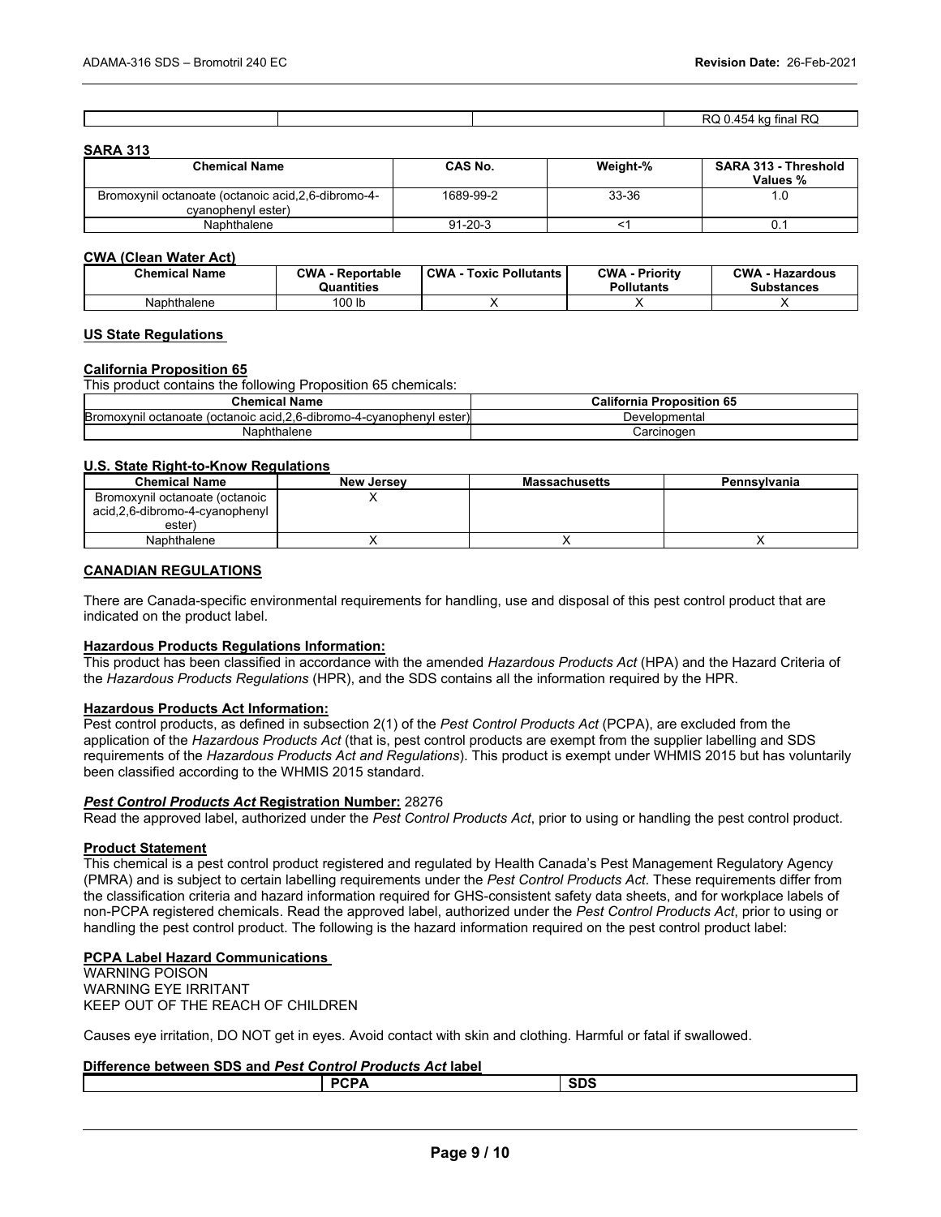| | | | RQ 0.454 kg final RQ |
|---|---|---|---|

**SARA 313**

| Chemical Name | CAS No. | Weight-% | SARA 313 - Threshold Values % |
|---|---|---|---|
| Bromoxynil octanoate (octanoic acid,2,6-dibromo-4-cyanophenyl ester) | 1689-99-2 | 33-36 | 1.0 |
| Naphthalene | 91-20-3 | <1 | 0.1 |

**CWA (Clean Water Act)**

| Chemical Name | CWA - Reportable Quantities | CWA - Toxic Pollutants | CWA - Priority Pollutants | CWA - Hazardous Substances |
|---|---|---|---|---|
| Naphthalene | 100 lb | X | X | X |

**US State Regulations**

**California Proposition 65**

This product contains the following Proposition 65 chemicals:

| Chemical Name | California Proposition 65 |
|---|---|
| Bromoxynil octanoate (octanoic acid,2,6-dibromo-4-cyanophenyl ester) | Developmental |
| Naphthalene | Carcinogen |

**U.S. State Right-to-Know Regulations**

| Chemical Name | New Jersey | Massachusetts | Pennsylvania |
|---|---|---|---|
| Bromoxynil octanoate (octanoic acid,2,6-dibromo-4-cyanophenyl ester) | X | | |
| Naphthalene | X | X | X |

**CANADIAN REGULATIONS**

There are Canada-specific environmental requirements for handling, use and disposal of this pest control product that are indicated on the product label.

**Hazardous Products Regulations Information:**

This product has been classified in accordance with the amended *Hazardous Products Act* (HPA) and the Hazard Criteria of the *Hazardous Products Regulations* (HPR), and the SDS contains all the information required by the HPR.

**Hazardous Products Act Information:**

Pest control products, as defined in subsection 2(1) of the *Pest Control Products Act* (PCPA), are excluded from the application of the *Hazardous Products Act* (that is, pest control products are exempt from the supplier labelling and SDS requirements of the *Hazardous Products Act and Regulations*). This product is exempt under WHMIS 2015 but has voluntarily been classified according to the WHMIS 2015 standard.

***Pest Control Products Act* Registration Number:** 28276

Read the approved label, authorized under the *Pest Control Products Act*, prior to using or handling the pest control product.

**Product Statement**

This chemical is a pest control product registered and regulated by Health Canada's Pest Management Regulatory Agency (PMRA) and is subject to certain labelling requirements under the *Pest Control Products Act*. These requirements differ from the classification criteria and hazard information required for GHS-consistent safety data sheets, and for workplace labels of non-PCPA registered chemicals. Read the approved label, authorized under the *Pest Control Products Act*, prior to using or handling the pest control product. The following is the hazard information required on the pest control product label:

**PCPA Label Hazard Communications**

WARNING POISON
WARNING EYE IRRITANT
KEEP OUT OF THE REACH OF CHILDREN

Causes eye irritation, DO NOT get in eyes. Avoid contact with skin and clothing. Harmful or fatal if swallowed.

**Difference between SDS and *Pest Control Products Act* label**

| | PCPA | SDS |
|---|---|---|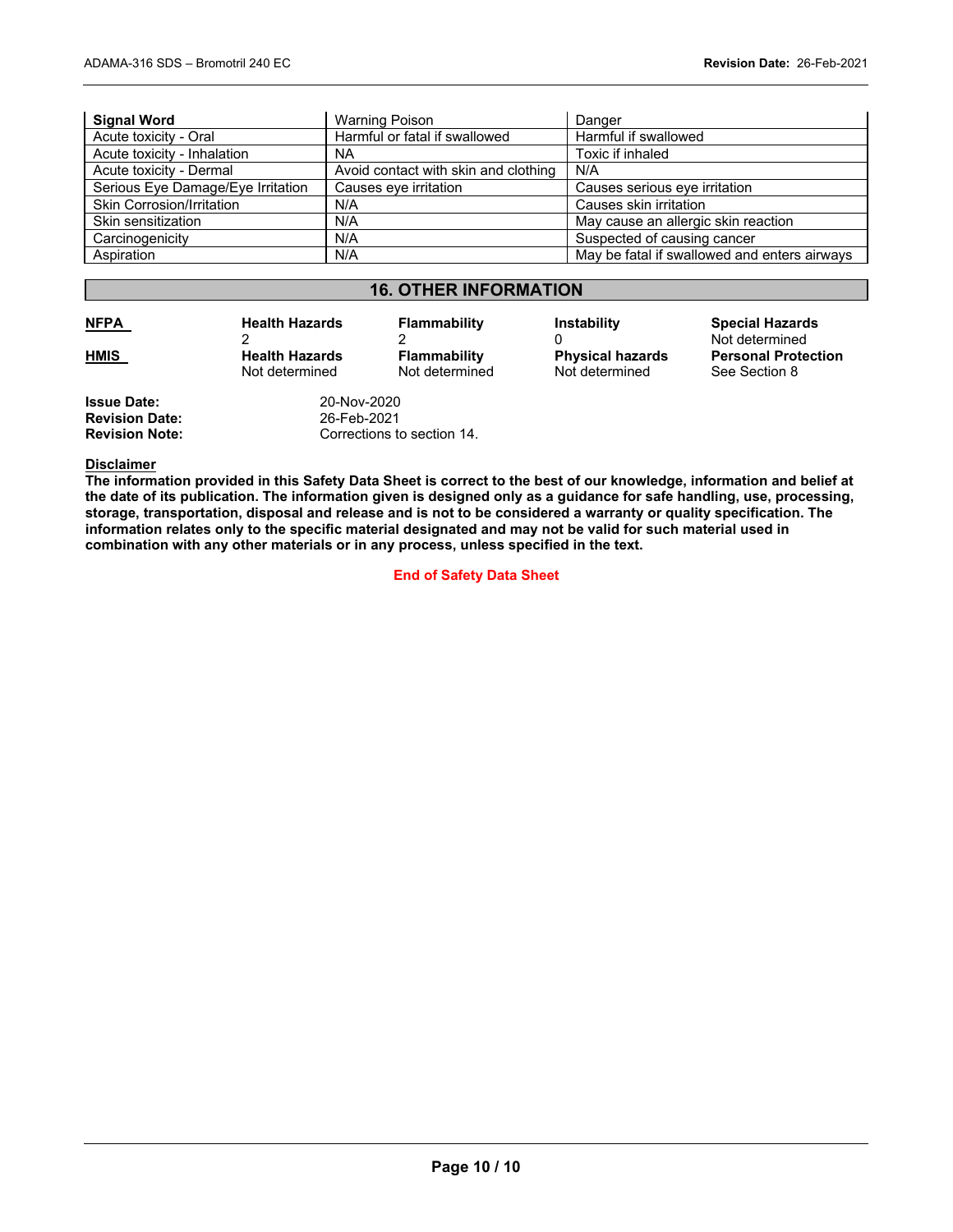| | | |
|---|---|---|
| **Signal Word** | Warning Poison | Danger |
| Acute toxicity - Oral | Harmful or fatal if swallowed | Harmful if swallowed |
| Acute toxicity - Inhalation | NA | Toxic if inhaled |
| Acute toxicity - Dermal | Avoid contact with skin and clothing | N/A |
| Serious Eye Damage/Eye Irritation | Causes eye irritation | Causes serious eye irritation |
| Skin Corrosion/Irritation | N/A | Causes skin irritation |
| Skin sensitization | N/A | May cause an allergic skin reaction |
| Carcinogenicity | N/A | Suspected of causing cancer |
| Aspiration | N/A | May be fatal if swallowed and enters airways |

## 16. OTHER INFORMATION

| | | | | |
|---|---|---|---|---|
| **NFPA** | **Health Hazards** 2 | **Flammability** 2 | **Instability** 0 | **Special Hazards** Not determined |
| **HMIS** | **Health Hazards** Not determined | **Flammability** Not determined | **Physical hazards** Not determined | **Personal Protection** See Section 8 |

**Issue Date:** 20-Nov-2020
**Revision Date:** 26-Feb-2021
**Revision Note:** Corrections to section 14.

**Disclaimer**

**The information provided in this Safety Data Sheet is correct to the best of our knowledge, information and belief at the date of its publication. The information given is designed only as a guidance for safe handling, use, processing, storage, transportation, disposal and release and is not to be considered a warranty or quality specification. The information relates only to the specific material designated and may not be valid for such material used in combination with any other materials or in any process, unless specified in the text.**

**End of Safety Data Sheet**